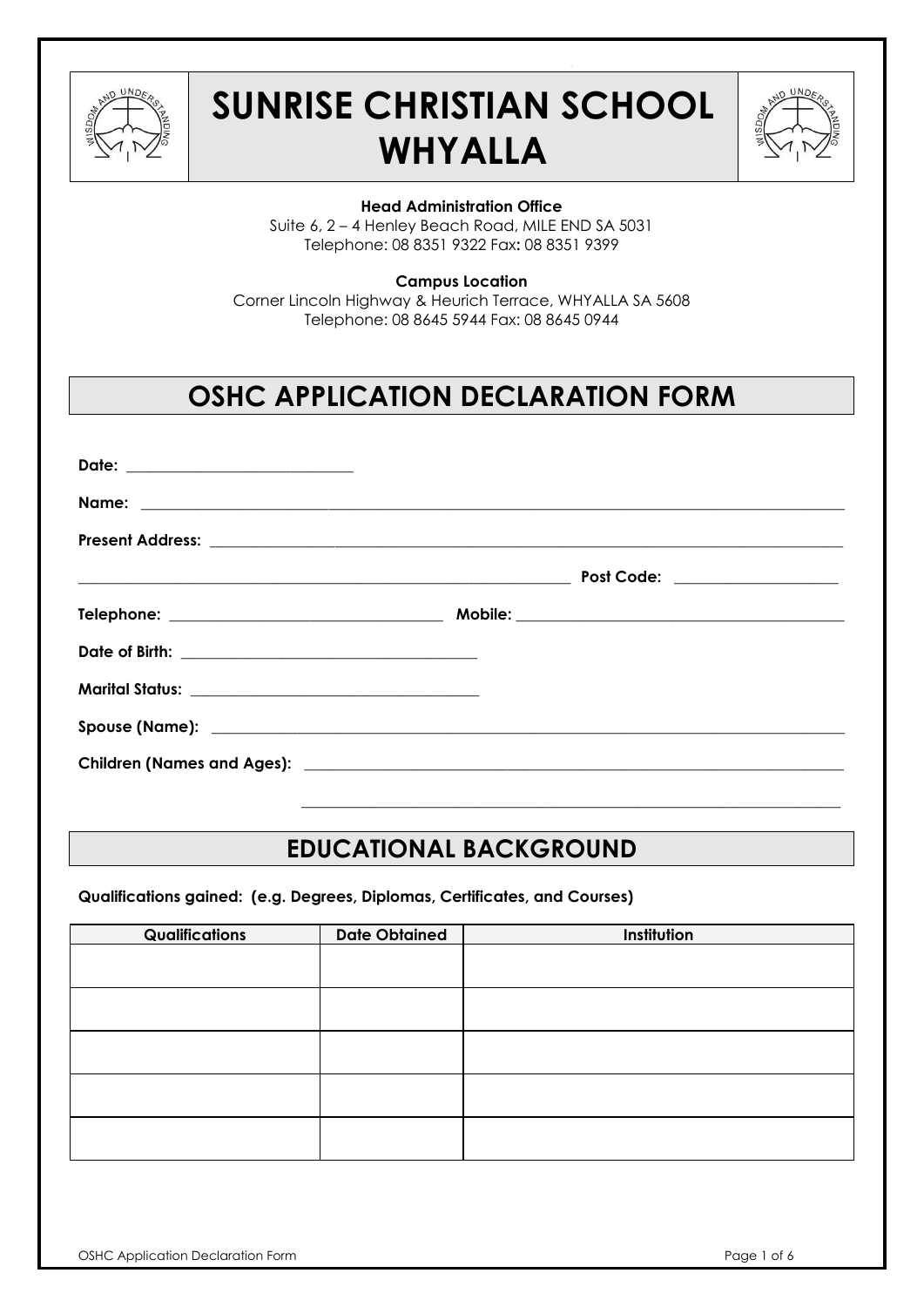# SUNRISE CHRISTIAN SCHOOL WHYALLA

**Head Administration Office**
Suite 6, 2 – 4 Henley Beach Road, MILE END SA 5031
Telephone: 08 8351 9322 Fax: 08 8351 9399

**Campus Location**
Corner Lincoln Highway & Heurich Terrace, WHYALLA SA 5608
Telephone: 08 8645 5944 Fax: 08 8645 0944

## OSHC APPLICATION DECLARATION FORM

**Date:** ____________________________

**Name:** ____________________________________________________________

**Present Address:** ____________________________________________________________

____________________________________________ **Post Code:** ____________________

**Telephone:** ______________________________ **Mobile:** ______________________________

**Date of Birth:** ______________________________

**Marital Status:** ______________________________

**Spouse (Name):** ____________________________________________________________

**Children (Names and Ages):** ____________________________________________________________

____________________________________________________________

## EDUCATIONAL BACKGROUND

**Qualifications gained: (e.g. Degrees, Diplomas, Certificates, and Courses)**

| Qualifications | Date Obtained | Institution |
|---|---|---|
| | | |
| | | |
| | | |
| | | |
| | | |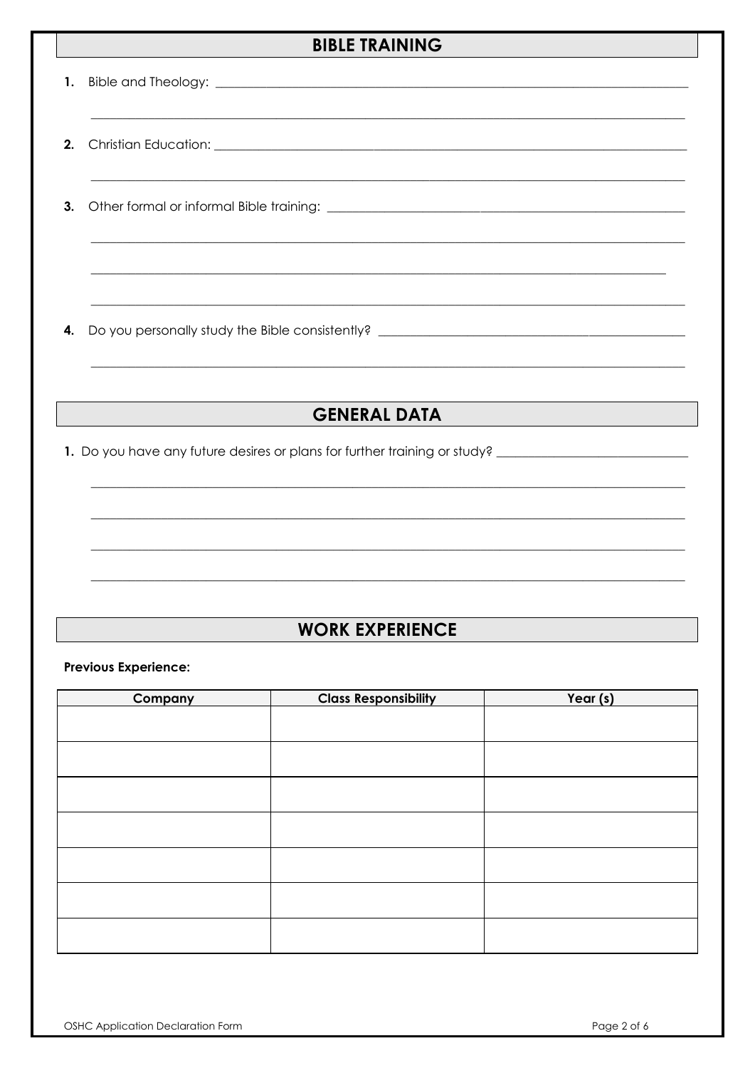## BIBLE TRAINING

1. Bible and Theology: ______________________________________________

   ______________________________________________

2. Christian Education: ______________________________________________

   ______________________________________________

3. Other formal or informal Bible training: ______________________________________________

   ______________________________________________

   ______________________________________________

   ______________________________________________

4. Do you personally study the Bible consistently? ______________________________________________

   ______________________________________________

## GENERAL DATA

1. Do you have any future desires or plans for further training or study? ______________________________

   ______________________________________________

   ______________________________________________

   ______________________________________________

   ______________________________________________

## WORK EXPERIENCE

**Previous Experience:**

| Company | Class Responsibility | Year (s) |
|---|---|---|
| | | |
| | | |
| | | |
| | | |
| | | |
| | | |
| | | |

OSHC Application Declaration Form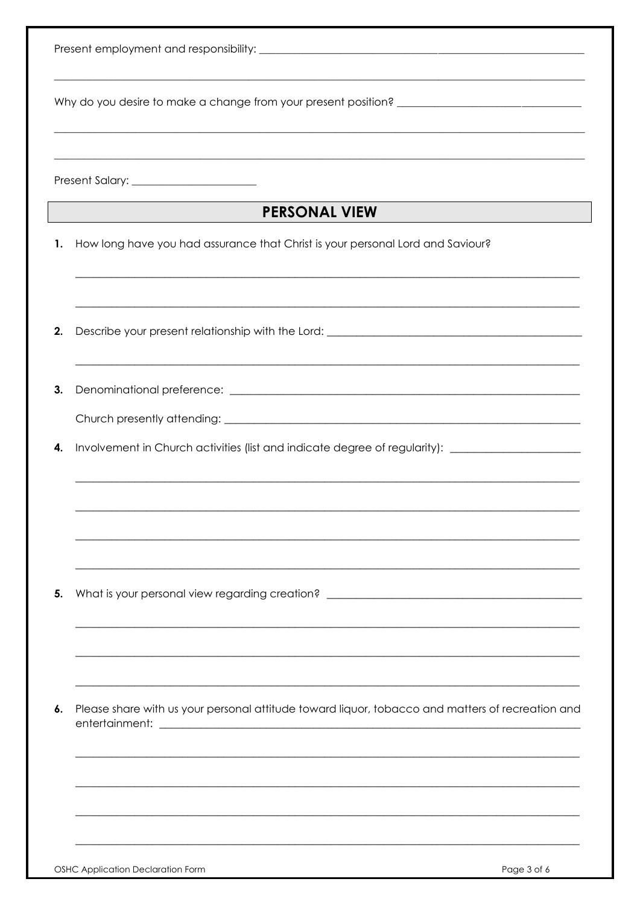Present employment and responsibility: ______________________________________________

______________________________________________________________________________

Why do you desire to make a change from your present position? ___________________________

______________________________________________________________________________

______________________________________________________________________________

Present Salary: ______________________

## PERSONAL VIEW

1. How long have you had assurance that Christ is your personal Lord and Saviour?

   ______________________________________________________________________________

   ______________________________________________________________________________

2. Describe your present relationship with the Lord: ______________________________________

   ______________________________________________________________________________

3. Denominational preference: ____________________________________________________

   Church presently attending: ____________________________________________________

4. Involvement in Church activities (list and indicate degree of regularity): ____________________

   ______________________________________________________________________________

   ______________________________________________________________________________

   ______________________________________________________________________________

   ______________________________________________________________________________

5. What is your personal view regarding creation? ________________________________________

   ______________________________________________________________________________

   ______________________________________________________________________________

   ______________________________________________________________________________

6. Please share with us your personal attitude toward liquor, tobacco and matters of recreation and entertainment: ______________________________________________________________

   ______________________________________________________________________________

   ______________________________________________________________________________

   ______________________________________________________________________________

   ______________________________________________________________________________

OSHC Application Declaration Form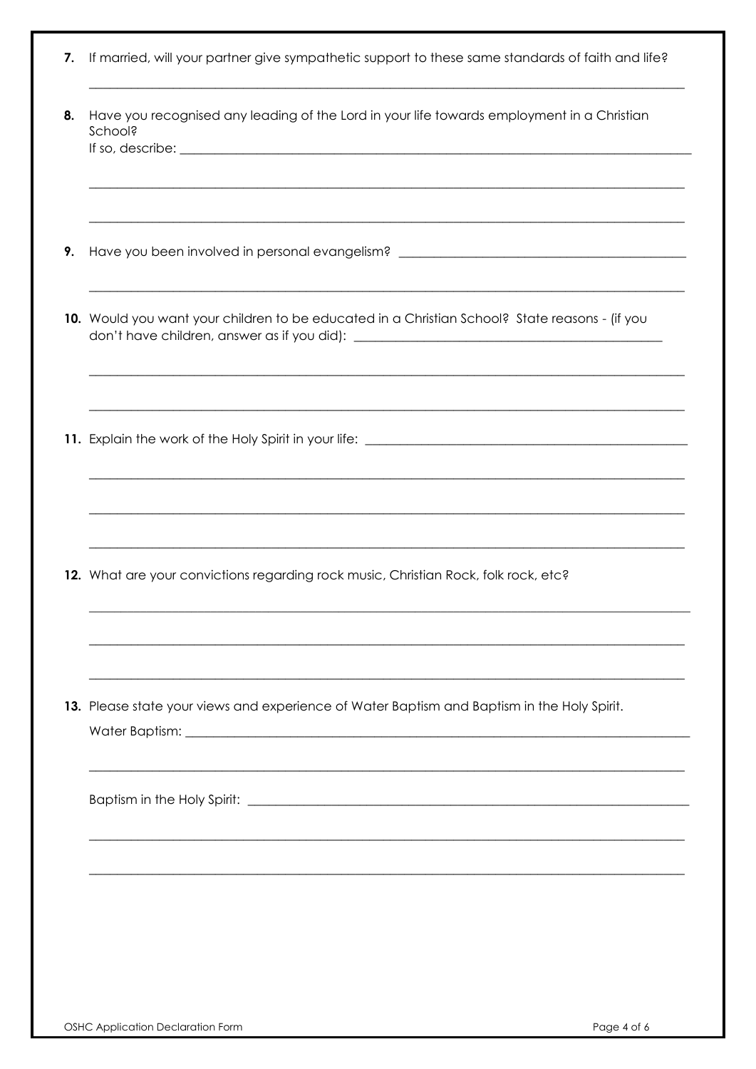7. If married, will your partner give sympathetic support to these same standards of faith and life?

_______________________________________________________________________________

8. Have you recognised any leading of the Lord in your life towards employment in a Christian School?
   If so, describe: _______________________________________________________________

_______________________________________________________________________________

_______________________________________________________________________________

9. Have you been involved in personal evangelism? ___________________________________

_______________________________________________________________________________

10. Would you want your children to be educated in a Christian School? State reasons - (if you don't have children, answer as if you did): ____________________________________

_______________________________________________________________________________

_______________________________________________________________________________

11. Explain the work of the Holy Spirit in your life: ___________________________________

_______________________________________________________________________________

_______________________________________________________________________________

_______________________________________________________________________________

12. What are your convictions regarding rock music, Christian Rock, folk rock, etc?

_______________________________________________________________________________

_______________________________________________________________________________

_______________________________________________________________________________

13. Please state your views and experience of Water Baptism and Baptism in the Holy Spirit.

    Water Baptism: _______________________________________________________________

_______________________________________________________________________________

    Baptism in the Holy Spirit: _____________________________________________________

_______________________________________________________________________________

_______________________________________________________________________________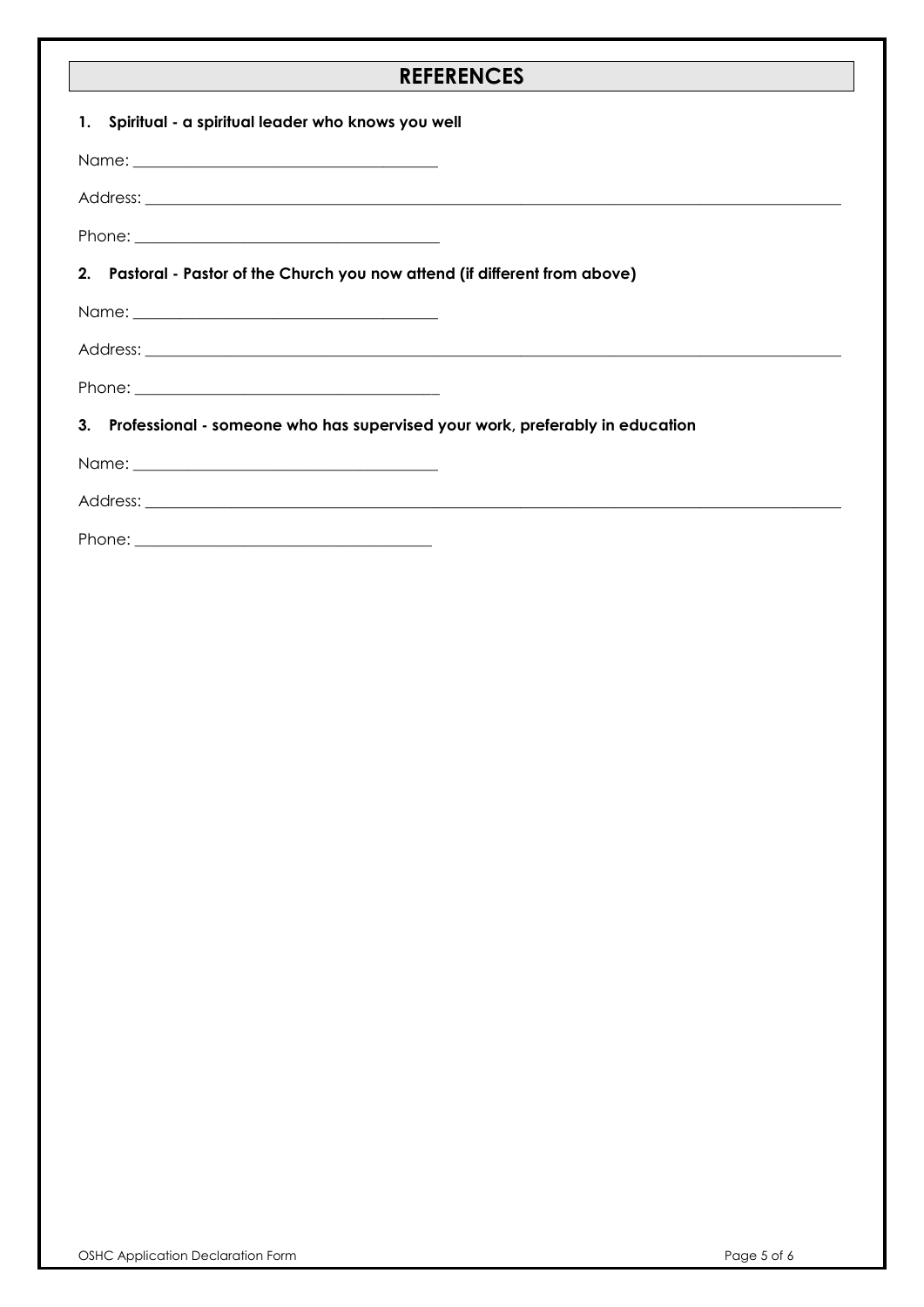# REFERENCES

**1. Spiritual - a spiritual leader who knows you well**

Name: ______________________________________

Address: ____________________________________________________________________________________

Phone: ______________________________________

**2. Pastoral - Pastor of the Church you now attend (if different from above)**

Name: ______________________________________

Address: ____________________________________________________________________________________

Phone: ______________________________________

**3. Professional - someone who has supervised your work, preferably in education**

Name: ______________________________________

Address: ____________________________________________________________________________________

Phone: ______________________________________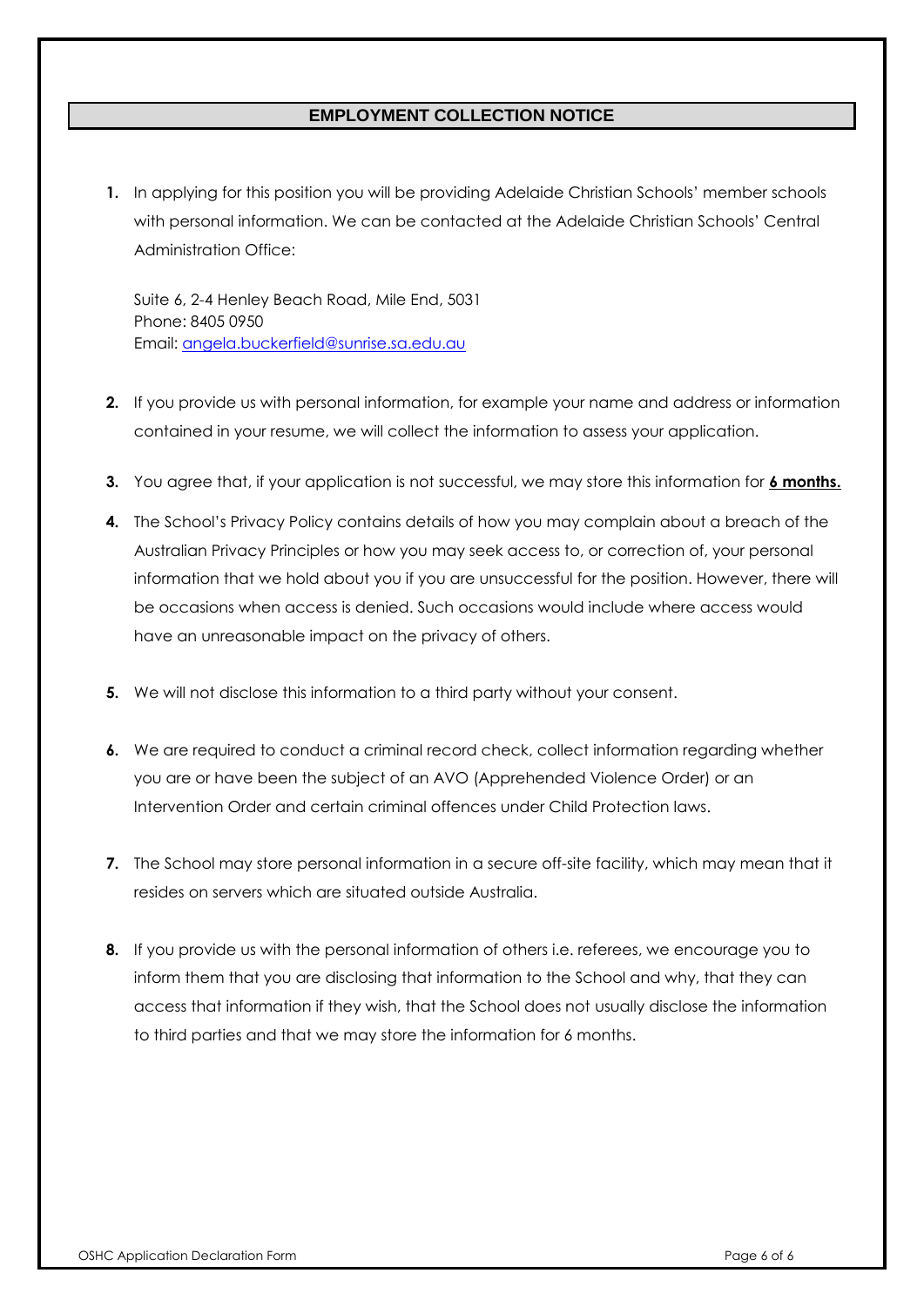## EMPLOYMENT COLLECTION NOTICE

1. In applying for this position you will be providing Adelaide Christian Schools' member schools with personal information. We can be contacted at the Adelaide Christian Schools' Central Administration Office:

   Suite 6, 2-4 Henley Beach Road, Mile End, 5031
   Phone: 8405 0950
   Email: angela.buckerfield@sunrise.sa.edu.au

2. If you provide us with personal information, for example your name and address or information contained in your resume, we will collect the information to assess your application.

3. You agree that, if your application is not successful, we may store this information for **6 months.**

4. The School's Privacy Policy contains details of how you may complain about a breach of the Australian Privacy Principles or how you may seek access to, or correction of, your personal information that we hold about you if you are unsuccessful for the position. However, there will be occasions when access is denied. Such occasions would include where access would have an unreasonable impact on the privacy of others.

5. We will not disclose this information to a third party without your consent.

6. We are required to conduct a criminal record check, collect information regarding whether you are or have been the subject of an AVO (Apprehended Violence Order) or an Intervention Order and certain criminal offences under Child Protection laws.

7. The School may store personal information in a secure off-site facility, which may mean that it resides on servers which are situated outside Australia.

8. If you provide us with the personal information of others i.e. referees, we encourage you to inform them that you are disclosing that information to the School and why, that they can access that information if they wish, that the School does not usually disclose the information to third parties and that we may store the information for 6 months.